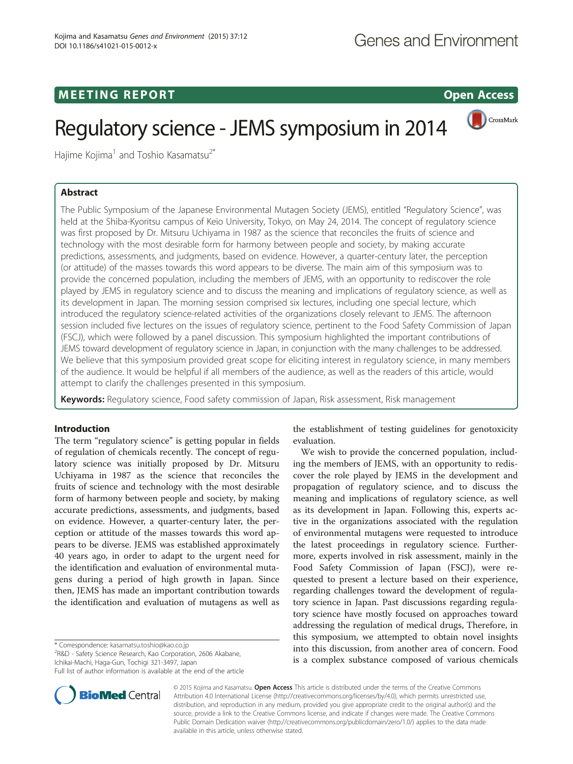MEETING REPORT

Open Access

# Regulatory science - JEMS symposium in 2014

Hajime Kojima[1] and Toshio Kasamatsu[2*]

## Abstract

The Public Symposium of the Japanese Environmental Mutagen Society (JEMS), entitled "Regulatory Science", was held at the Shiba-Kyoritsu campus of Keio University, Tokyo, on May 24, 2014. The concept of regulatory science was first proposed by Dr. Mitsuru Uchiyama in 1987 as the science that reconciles the fruits of science and technology with the most desirable form for harmony between people and society, by making accurate predictions, assessments, and judgments, based on evidence. However, a quarter-century later, the perception (or attitude) of the masses towards this word appears to be diverse. The main aim of this symposium was to provide the concerned population, including the members of JEMS, with an opportunity to rediscover the role played by JEMS in regulatory science and to discuss the meaning and implications of regulatory science, as well as its development in Japan. The morning session comprised six lectures, including one special lecture, which introduced the regulatory science-related activities of the organizations closely relevant to JEMS. The afternoon session included five lectures on the issues of regulatory science, pertinent to the Food Safety Commission of Japan (FSCJ), which were followed by a panel discussion. This symposium highlighted the important contributions of JEMS toward development of regulatory science in Japan, in conjunction with the many challenges to be addressed. We believe that this symposium provided great scope for eliciting interest in regulatory science, in many members of the audience. It would be helpful if all members of the audience, as well as the readers of this article, would attempt to clarify the challenges presented in this symposium.

**Keywords:** Regulatory science, Food safety commission of Japan, Risk assessment, Risk management

## Introduction

The term "regulatory science" is getting popular in fields of regulation of chemicals recently. The concept of regulatory science was initially proposed by Dr. Mitsuru Uchiyama in 1987 as the science that reconciles the fruits of science and technology with the most desirable form of harmony between people and society, by making accurate predictions, assessments, and judgments, based on evidence. However, a quarter-century later, the perception or attitude of the masses towards this word appears to be diverse. JEMS was established approximately 40 years ago, in order to adapt to the urgent need for the identification and evaluation of environmental mutagens during a period of high growth in Japan. Since then, JEMS has made an important contribution towards the identification and evaluation of mutagens as well as the establishment of testing guidelines for genotoxicity evaluation.

We wish to provide the concerned population, including the members of JEMS, with an opportunity to rediscover the role played by JEMS in the development and propagation of regulatory science, and to discuss the meaning and implications of regulatory science, as well as its development in Japan. Following this, experts active in the organizations associated with the regulation of environmental mutagens were requested to introduce the latest proceedings in regulatory science. Furthermore, experts involved in risk assessment, mainly in the Food Safety Commission of Japan (FSCJ), were requested to present a lecture based on their experience, regarding challenges toward the development of regulatory science in Japan. Past discussions regarding regulatory science have mostly focused on approaches toward addressing the regulation of medical drugs, Therefore, in this symposium, we attempted to obtain novel insights into this discussion, from another area of concern. Food is a complex substance composed of various chemicals

\* Correspondence: kasamatsu.toshio@kao.co.jp
[2]R&D - Safety Science Research, Kao Corporation, 2606 Akabane, Ichikai-Machi, Haga-Gun, Tochigi 321-3497, Japan
Full list of author information is available at the end of the article

© 2015 Kojima and Kasamatsu. **Open Access** This article is distributed under the terms of the Creative Commons Attribution 4.0 International License (http://creativecommons.org/licenses/by/4.0), which permits unrestricted use, distribution, and reproduction in any medium, provided you give appropriate credit to the original author(s) and the source, provide a link to the Creative Commons license, and indicate if changes were made. The Creative Commons Public Domain Dedication waiver (http://creativecommons.org/publicdomain/zero/1.0/) applies to the data made available in this article, unless otherwise stated.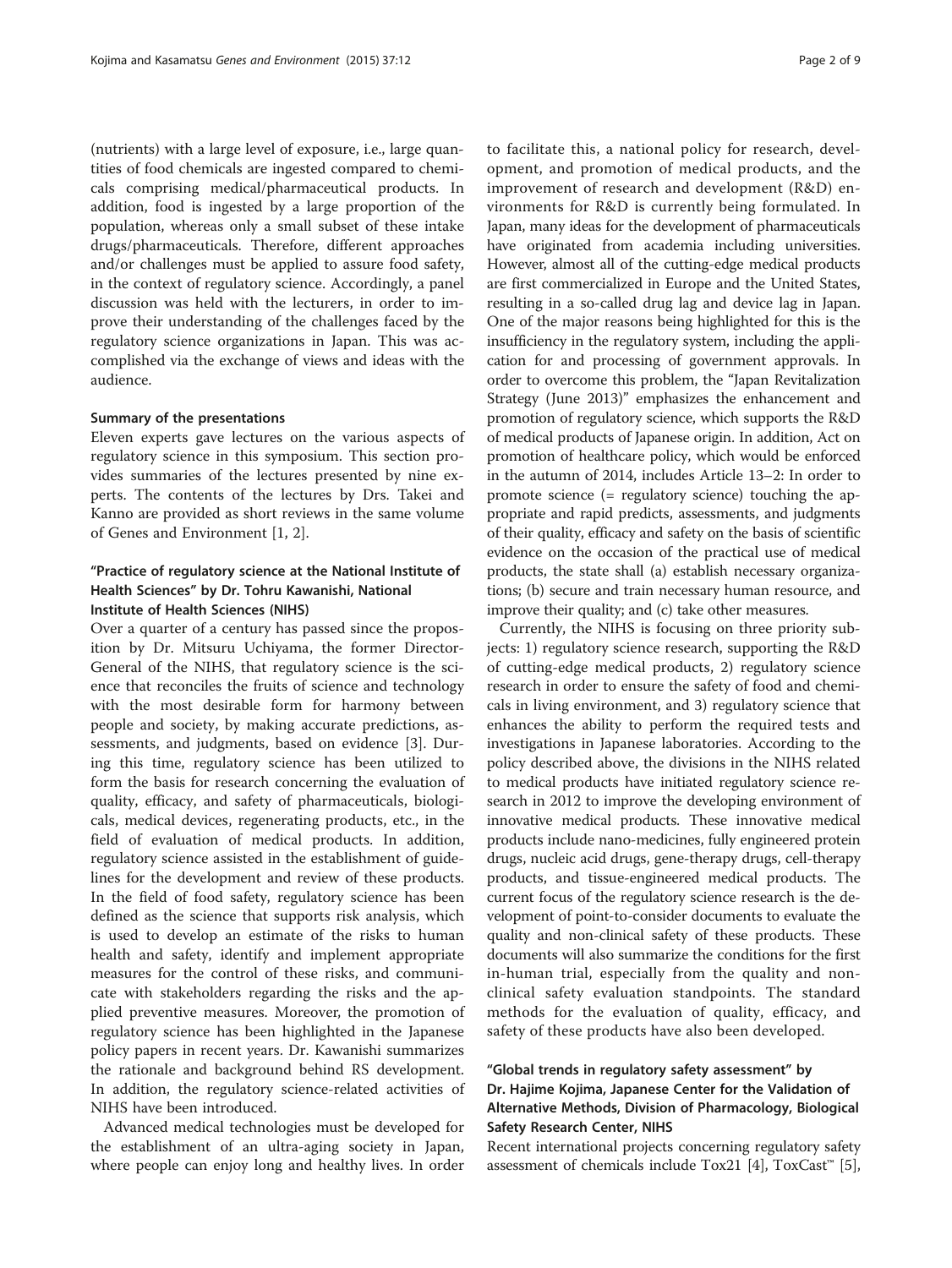(nutrients) with a large level of exposure, i.e., large quantities of food chemicals are ingested compared to chemicals comprising medical/pharmaceutical products. In addition, food is ingested by a large proportion of the population, whereas only a small subset of these intake drugs/pharmaceuticals. Therefore, different approaches and/or challenges must be applied to assure food safety, in the context of regulatory science. Accordingly, a panel discussion was held with the lecturers, in order to improve their understanding of the challenges faced by the regulatory science organizations in Japan. This was accomplished via the exchange of views and ideas with the audience.

#### Summary of the presentations

Eleven experts gave lectures on the various aspects of regulatory science in this symposium. This section provides summaries of the lectures presented by nine experts. The contents of the lectures by Drs. Takei and Kanno are provided as short reviews in the same volume of Genes and Environment [1, 2].

#### "Practice of regulatory science at the National Institute of Health Sciences" by Dr. Tohru Kawanishi, National Institute of Health Sciences (NIHS)

Over a quarter of a century has passed since the proposition by Dr. Mitsuru Uchiyama, the former Director-General of the NIHS, that regulatory science is the science that reconciles the fruits of science and technology with the most desirable form for harmony between people and society, by making accurate predictions, assessments, and judgments, based on evidence [3]. During this time, regulatory science has been utilized to form the basis for research concerning the evaluation of quality, efficacy, and safety of pharmaceuticals, biologicals, medical devices, regenerating products, etc., in the field of evaluation of medical products. In addition, regulatory science assisted in the establishment of guidelines for the development and review of these products. In the field of food safety, regulatory science has been defined as the science that supports risk analysis, which is used to develop an estimate of the risks to human health and safety, identify and implement appropriate measures for the control of these risks, and communicate with stakeholders regarding the risks and the applied preventive measures. Moreover, the promotion of regulatory science has been highlighted in the Japanese policy papers in recent years. Dr. Kawanishi summarizes the rationale and background behind RS development. In addition, the regulatory science-related activities of NIHS have been introduced.

Advanced medical technologies must be developed for the establishment of an ultra-aging society in Japan, where people can enjoy long and healthy lives. In order to facilitate this, a national policy for research, development, and promotion of medical products, and the improvement of research and development (R&D) environments for R&D is currently being formulated. In Japan, many ideas for the development of pharmaceuticals have originated from academia including universities. However, almost all of the cutting-edge medical products are first commercialized in Europe and the United States, resulting in a so-called drug lag and device lag in Japan. One of the major reasons being highlighted for this is the insufficiency in the regulatory system, including the application for and processing of government approvals. In order to overcome this problem, the "Japan Revitalization Strategy (June 2013)" emphasizes the enhancement and promotion of regulatory science, which supports the R&D of medical products of Japanese origin. In addition, Act on promotion of healthcare policy, which would be enforced in the autumn of 2014, includes Article 13–2: In order to promote science (= regulatory science) touching the appropriate and rapid predicts, assessments, and judgments of their quality, efficacy and safety on the basis of scientific evidence on the occasion of the practical use of medical products, the state shall (a) establish necessary organizations; (b) secure and train necessary human resource, and improve their quality; and (c) take other measures.

Currently, the NIHS is focusing on three priority subjects: 1) regulatory science research, supporting the R&D of cutting-edge medical products, 2) regulatory science research in order to ensure the safety of food and chemicals in living environment, and 3) regulatory science that enhances the ability to perform the required tests and investigations in Japanese laboratories. According to the policy described above, the divisions in the NIHS related to medical products have initiated regulatory science research in 2012 to improve the developing environment of innovative medical products. These innovative medical products include nano-medicines, fully engineered protein drugs, nucleic acid drugs, gene-therapy drugs, cell-therapy products, and tissue-engineered medical products. The current focus of the regulatory science research is the development of point-to-consider documents to evaluate the quality and non-clinical safety of these products. These documents will also summarize the conditions for the first in-human trial, especially from the quality and non-clinical safety evaluation standpoints. The standard methods for the evaluation of quality, efficacy, and safety of these products have also been developed.

#### "Global trends in regulatory safety assessment" by Dr. Hajime Kojima, Japanese Center for the Validation of Alternative Methods, Division of Pharmacology, Biological Safety Research Center, NIHS

Recent international projects concerning regulatory safety assessment of chemicals include Tox21 [4], ToxCast™ [5],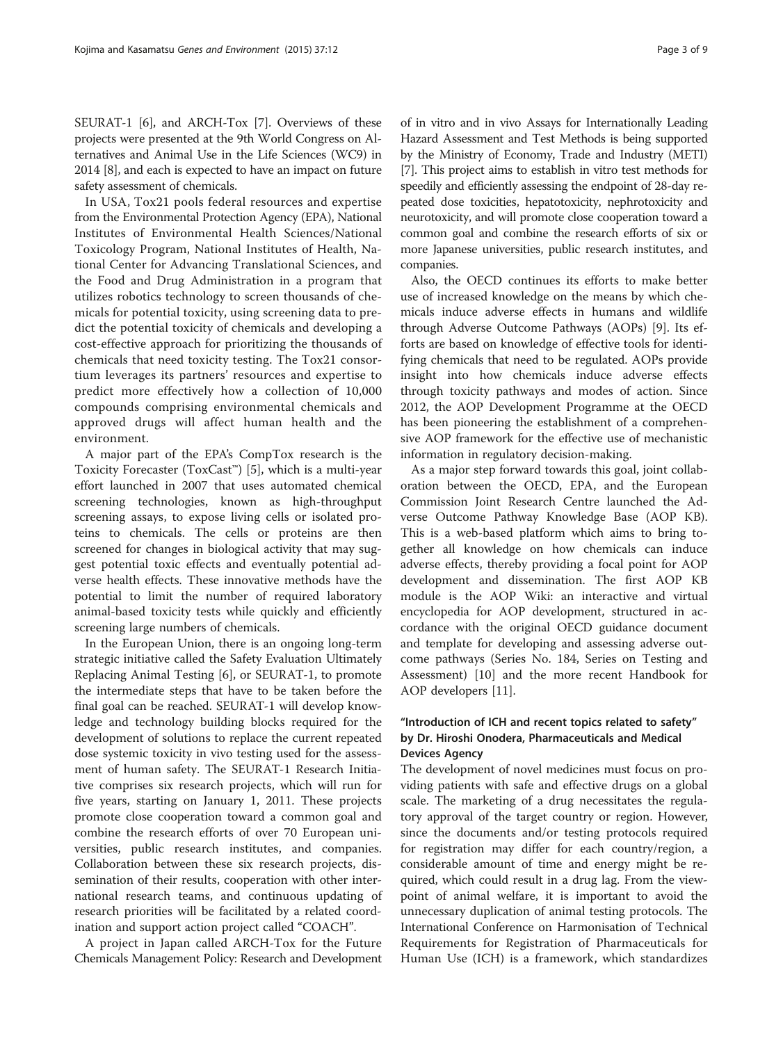SEURAT-1 [6], and ARCH-Tox [7]. Overviews of these projects were presented at the 9th World Congress on Alternatives and Animal Use in the Life Sciences (WC9) in 2014 [8], and each is expected to have an impact on future safety assessment of chemicals.

In USA, Tox21 pools federal resources and expertise from the Environmental Protection Agency (EPA), National Institutes of Environmental Health Sciences/National Toxicology Program, National Institutes of Health, National Center for Advancing Translational Sciences, and the Food and Drug Administration in a program that utilizes robotics technology to screen thousands of chemicals for potential toxicity, using screening data to predict the potential toxicity of chemicals and developing a cost-effective approach for prioritizing the thousands of chemicals that need toxicity testing. The Tox21 consortium leverages its partners' resources and expertise to predict more effectively how a collection of 10,000 compounds comprising environmental chemicals and approved drugs will affect human health and the environment.

A major part of the EPA's CompTox research is the Toxicity Forecaster (ToxCast™) [5], which is a multi-year effort launched in 2007 that uses automated chemical screening technologies, known as high-throughput screening assays, to expose living cells or isolated proteins to chemicals. The cells or proteins are then screened for changes in biological activity that may suggest potential toxic effects and eventually potential adverse health effects. These innovative methods have the potential to limit the number of required laboratory animal-based toxicity tests while quickly and efficiently screening large numbers of chemicals.

In the European Union, there is an ongoing long-term strategic initiative called the Safety Evaluation Ultimately Replacing Animal Testing [6], or SEURAT-1, to promote the intermediate steps that have to be taken before the final goal can be reached. SEURAT-1 will develop knowledge and technology building blocks required for the development of solutions to replace the current repeated dose systemic toxicity in vivo testing used for the assessment of human safety. The SEURAT-1 Research Initiative comprises six research projects, which will run for five years, starting on January 1, 2011. These projects promote close cooperation toward a common goal and combine the research efforts of over 70 European universities, public research institutes, and companies. Collaboration between these six research projects, dissemination of their results, cooperation with other international research teams, and continuous updating of research priorities will be facilitated by a related coordination and support action project called "COACH".

A project in Japan called ARCH-Tox for the Future Chemicals Management Policy: Research and Development of in vitro and in vivo Assays for Internationally Leading Hazard Assessment and Test Methods is being supported by the Ministry of Economy, Trade and Industry (METI) [7]. This project aims to establish in vitro test methods for speedily and efficiently assessing the endpoint of 28-day repeated dose toxicities, hepatotoxicity, nephrotoxicity and neurotoxicity, and will promote close cooperation toward a common goal and combine the research efforts of six or more Japanese universities, public research institutes, and companies.

Also, the OECD continues its efforts to make better use of increased knowledge on the means by which chemicals induce adverse effects in humans and wildlife through Adverse Outcome Pathways (AOPs) [9]. Its efforts are based on knowledge of effective tools for identifying chemicals that need to be regulated. AOPs provide insight into how chemicals induce adverse effects through toxicity pathways and modes of action. Since 2012, the AOP Development Programme at the OECD has been pioneering the establishment of a comprehensive AOP framework for the effective use of mechanistic information in regulatory decision-making.

As a major step forward towards this goal, joint collaboration between the OECD, EPA, and the European Commission Joint Research Centre launched the Adverse Outcome Pathway Knowledge Base (AOP KB). This is a web-based platform which aims to bring together all knowledge on how chemicals can induce adverse effects, thereby providing a focal point for AOP development and dissemination. The first AOP KB module is the AOP Wiki: an interactive and virtual encyclopedia for AOP development, structured in accordance with the original OECD guidance document and template for developing and assessing adverse outcome pathways (Series No. 184, Series on Testing and Assessment) [10] and the more recent Handbook for AOP developers [11].

## "Introduction of ICH and recent topics related to safety" by Dr. Hiroshi Onodera, Pharmaceuticals and Medical Devices Agency

The development of novel medicines must focus on providing patients with safe and effective drugs on a global scale. The marketing of a drug necessitates the regulatory approval of the target country or region. However, since the documents and/or testing protocols required for registration may differ for each country/region, a considerable amount of time and energy might be required, which could result in a drug lag. From the viewpoint of animal welfare, it is important to avoid the unnecessary duplication of animal testing protocols. The International Conference on Harmonisation of Technical Requirements for Registration of Pharmaceuticals for Human Use (ICH) is a framework, which standardizes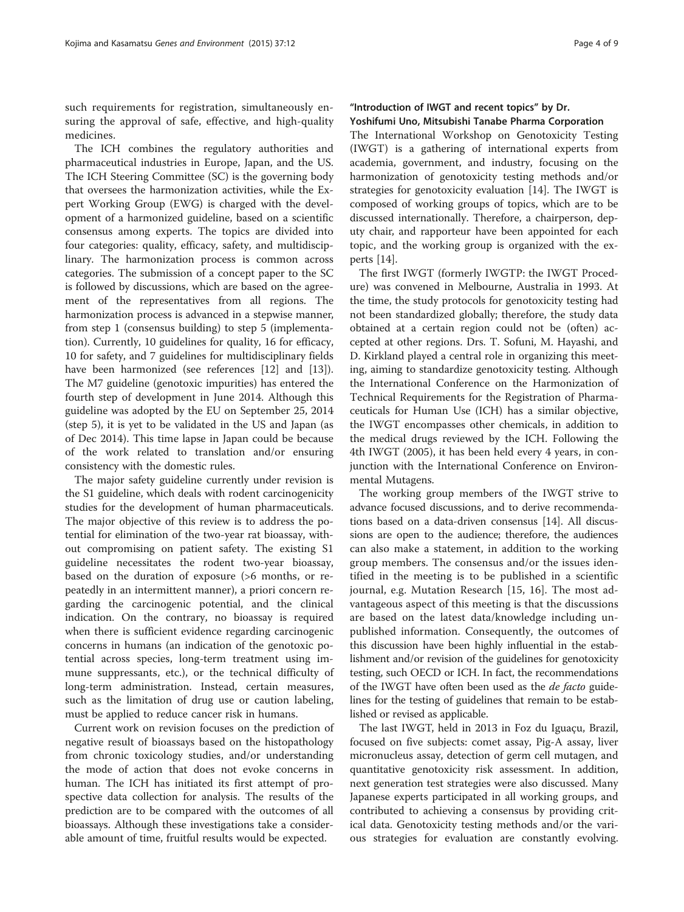such requirements for registration, simultaneously ensuring the approval of safe, effective, and high-quality medicines.

The ICH combines the regulatory authorities and pharmaceutical industries in Europe, Japan, and the US. The ICH Steering Committee (SC) is the governing body that oversees the harmonization activities, while the Expert Working Group (EWG) is charged with the development of a harmonized guideline, based on a scientific consensus among experts. The topics are divided into four categories: quality, efficacy, safety, and multidisciplinary. The harmonization process is common across categories. The submission of a concept paper to the SC is followed by discussions, which are based on the agreement of the representatives from all regions. The harmonization process is advanced in a stepwise manner, from step 1 (consensus building) to step 5 (implementation). Currently, 10 guidelines for quality, 16 for efficacy, 10 for safety, and 7 guidelines for multidisciplinary fields have been harmonized (see references [12] and [13]). The M7 guideline (genotoxic impurities) has entered the fourth step of development in June 2014. Although this guideline was adopted by the EU on September 25, 2014 (step 5), it is yet to be validated in the US and Japan (as of Dec 2014). This time lapse in Japan could be because of the work related to translation and/or ensuring consistency with the domestic rules.

The major safety guideline currently under revision is the S1 guideline, which deals with rodent carcinogenicity studies for the development of human pharmaceuticals. The major objective of this review is to address the potential for elimination of the two-year rat bioassay, without compromising on patient safety. The existing S1 guideline necessitates the rodent two-year bioassay, based on the duration of exposure (>6 months, or repeatedly in an intermittent manner), a priori concern regarding the carcinogenic potential, and the clinical indication. On the contrary, no bioassay is required when there is sufficient evidence regarding carcinogenic concerns in humans (an indication of the genotoxic potential across species, long-term treatment using immune suppressants, etc.), or the technical difficulty of long-term administration. Instead, certain measures, such as the limitation of drug use or caution labeling, must be applied to reduce cancer risk in humans.

Current work on revision focuses on the prediction of negative result of bioassays based on the histopathology from chronic toxicology studies, and/or understanding the mode of action that does not evoke concerns in human. The ICH has initiated its first attempt of prospective data collection for analysis. The results of the prediction are to be compared with the outcomes of all bioassays. Although these investigations take a considerable amount of time, fruitful results would be expected.

### "Introduction of IWGT and recent topics" by Dr. Yoshifumi Uno, Mitsubishi Tanabe Pharma Corporation

The International Workshop on Genotoxicity Testing (IWGT) is a gathering of international experts from academia, government, and industry, focusing on the harmonization of genotoxicity testing methods and/or strategies for genotoxicity evaluation [14]. The IWGT is composed of working groups of topics, which are to be discussed internationally. Therefore, a chairperson, deputy chair, and rapporteur have been appointed for each topic, and the working group is organized with the experts [14].

The first IWGT (formerly IWGTP: the IWGT Procedure) was convened in Melbourne, Australia in 1993. At the time, the study protocols for genotoxicity testing had not been standardized globally; therefore, the study data obtained at a certain region could not be (often) accepted at other regions. Drs. T. Sofuni, M. Hayashi, and D. Kirkland played a central role in organizing this meeting, aiming to standardize genotoxicity testing. Although the International Conference on the Harmonization of Technical Requirements for the Registration of Pharmaceuticals for Human Use (ICH) has a similar objective, the IWGT encompasses other chemicals, in addition to the medical drugs reviewed by the ICH. Following the 4th IWGT (2005), it has been held every 4 years, in conjunction with the International Conference on Environmental Mutagens.

The working group members of the IWGT strive to advance focused discussions, and to derive recommendations based on a data-driven consensus [14]. All discussions are open to the audience; therefore, the audiences can also make a statement, in addition to the working group members. The consensus and/or the issues identified in the meeting is to be published in a scientific journal, e.g. Mutation Research [15, 16]. The most advantageous aspect of this meeting is that the discussions are based on the latest data/knowledge including unpublished information. Consequently, the outcomes of this discussion have been highly influential in the establishment and/or revision of the guidelines for genotoxicity testing, such OECD or ICH. In fact, the recommendations of the IWGT have often been used as the *de facto* guidelines for the testing of guidelines that remain to be established or revised as applicable.

The last IWGT, held in 2013 in Foz du Iguaçu, Brazil, focused on five subjects: comet assay, Pig-A assay, liver micronucleus assay, detection of germ cell mutagen, and quantitative genotoxicity risk assessment. In addition, next generation test strategies were also discussed. Many Japanese experts participated in all working groups, and contributed to achieving a consensus by providing critical data. Genotoxicity testing methods and/or the various strategies for evaluation are constantly evolving.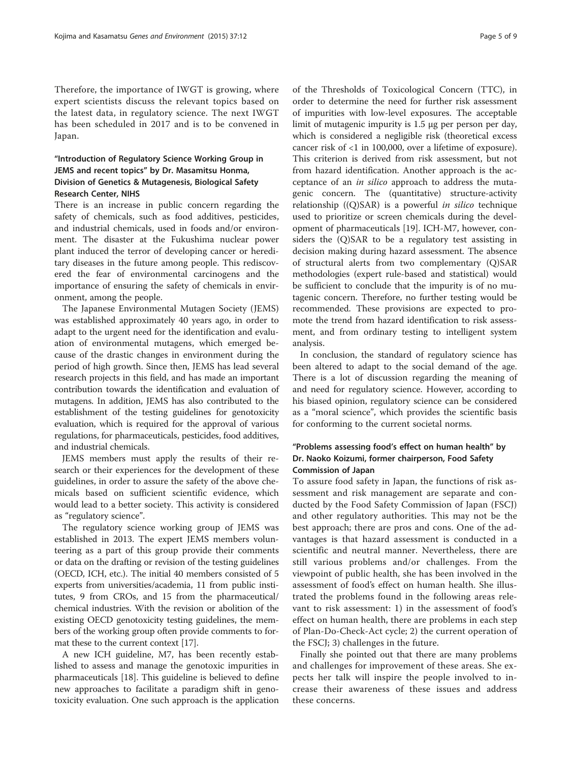Therefore, the importance of IWGT is growing, where expert scientists discuss the relevant topics based on the latest data, in regulatory science. The next IWGT has been scheduled in 2017 and is to be convened in Japan.

### "Introduction of Regulatory Science Working Group in JEMS and recent topics" by Dr. Masamitsu Honma, Division of Genetics & Mutagenesis, Biological Safety Research Center, NIHS

There is an increase in public concern regarding the safety of chemicals, such as food additives, pesticides, and industrial chemicals, used in foods and/or environment. The disaster at the Fukushima nuclear power plant induced the terror of developing cancer or hereditary diseases in the future among people. This rediscovered the fear of environmental carcinogens and the importance of ensuring the safety of chemicals in environment, among the people.

The Japanese Environmental Mutagen Society (JEMS) was established approximately 40 years ago, in order to adapt to the urgent need for the identification and evaluation of environmental mutagens, which emerged because of the drastic changes in environment during the period of high growth. Since then, JEMS has lead several research projects in this field, and has made an important contribution towards the identification and evaluation of mutagens. In addition, JEMS has also contributed to the establishment of the testing guidelines for genotoxicity evaluation, which is required for the approval of various regulations, for pharmaceuticals, pesticides, food additives, and industrial chemicals.

JEMS members must apply the results of their research or their experiences for the development of these guidelines, in order to assure the safety of the above chemicals based on sufficient scientific evidence, which would lead to a better society. This activity is considered as "regulatory science".

The regulatory science working group of JEMS was established in 2013. The expert JEMS members volunteering as a part of this group provide their comments or data on the drafting or revision of the testing guidelines (OECD, ICH, etc.). The initial 40 members consisted of 5 experts from universities/academia, 11 from public institutes, 9 from CROs, and 15 from the pharmaceutical/chemical industries. With the revision or abolition of the existing OECD genotoxicity testing guidelines, the members of the working group often provide comments to format these to the current context [17].

A new ICH guideline, M7, has been recently established to assess and manage the genotoxic impurities in pharmaceuticals [18]. This guideline is believed to define new approaches to facilitate a paradigm shift in genotoxicity evaluation. One such approach is the application of the Thresholds of Toxicological Concern (TTC), in order to determine the need for further risk assessment of impurities with low-level exposures. The acceptable limit of mutagenic impurity is 1.5 μg per person per day, which is considered a negligible risk (theoretical excess cancer risk of <1 in 100,000, over a lifetime of exposure). This criterion is derived from risk assessment, but not from hazard identification. Another approach is the acceptance of an *in silico* approach to address the mutagenic concern. The (quantitative) structure-activity relationship ((Q)SAR) is a powerful *in silico* technique used to prioritize or screen chemicals during the development of pharmaceuticals [19]. ICH-M7, however, considers the (Q)SAR to be a regulatory test assisting in decision making during hazard assessment. The absence of structural alerts from two complementary (Q)SAR methodologies (expert rule-based and statistical) would be sufficient to conclude that the impurity is of no mutagenic concern. Therefore, no further testing would be recommended. These provisions are expected to promote the trend from hazard identification to risk assessment, and from ordinary testing to intelligent system analysis.

In conclusion, the standard of regulatory science has been altered to adapt to the social demand of the age. There is a lot of discussion regarding the meaning of and need for regulatory science. However, according to his biased opinion, regulatory science can be considered as a "moral science", which provides the scientific basis for conforming to the current societal norms.

### "Problems assessing food's effect on human health" by Dr. Naoko Koizumi, former chairperson, Food Safety Commission of Japan

To assure food safety in Japan, the functions of risk assessment and risk management are separate and conducted by the Food Safety Commission of Japan (FSCJ) and other regulatory authorities. This may not be the best approach; there are pros and cons. One of the advantages is that hazard assessment is conducted in a scientific and neutral manner. Nevertheless, there are still various problems and/or challenges. From the viewpoint of public health, she has been involved in the assessment of food's effect on human health. She illustrated the problems found in the following areas relevant to risk assessment: 1) in the assessment of food's effect on human health, there are problems in each step of Plan-Do-Check-Act cycle; 2) the current operation of the FSCJ; 3) challenges in the future.

Finally she pointed out that there are many problems and challenges for improvement of these areas. She expects her talk will inspire the people involved to increase their awareness of these issues and address these concerns.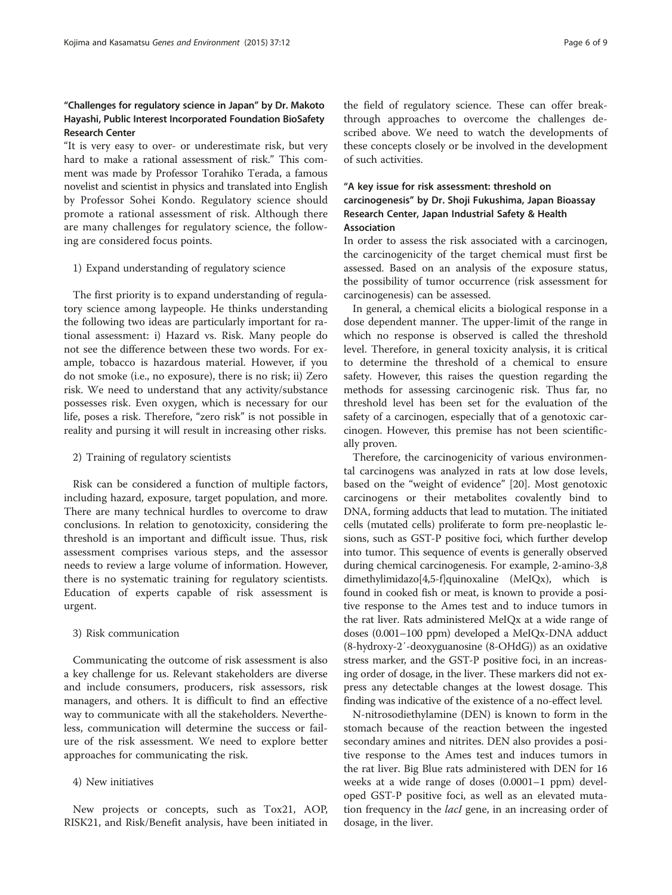### "Challenges for regulatory science in Japan" by Dr. Makoto Hayashi, Public Interest Incorporated Foundation BioSafety Research Center

"It is very easy to over- or underestimate risk, but very hard to make a rational assessment of risk." This comment was made by Professor Torahiko Terada, a famous novelist and scientist in physics and translated into English by Professor Sohei Kondo. Regulatory science should promote a rational assessment of risk. Although there are many challenges for regulatory science, the following are considered focus points.

1) Expand understanding of regulatory science

The first priority is to expand understanding of regulatory science among laypeople. He thinks understanding the following two ideas are particularly important for rational assessment: i) Hazard vs. Risk. Many people do not see the difference between these two words. For example, tobacco is hazardous material. However, if you do not smoke (i.e., no exposure), there is no risk; ii) Zero risk. We need to understand that any activity/substance possesses risk. Even oxygen, which is necessary for our life, poses a risk. Therefore, "zero risk" is not possible in reality and pursing it will result in increasing other risks.

2) Training of regulatory scientists

Risk can be considered a function of multiple factors, including hazard, exposure, target population, and more. There are many technical hurdles to overcome to draw conclusions. In relation to genotoxicity, considering the threshold is an important and difficult issue. Thus, risk assessment comprises various steps, and the assessor needs to review a large volume of information. However, there is no systematic training for regulatory scientists. Education of experts capable of risk assessment is urgent.

3) Risk communication

Communicating the outcome of risk assessment is also a key challenge for us. Relevant stakeholders are diverse and include consumers, producers, risk assessors, risk managers, and others. It is difficult to find an effective way to communicate with all the stakeholders. Nevertheless, communication will determine the success or failure of the risk assessment. We need to explore better approaches for communicating the risk.

4) New initiatives

New projects or concepts, such as Tox21, AOP, RISK21, and Risk/Benefit analysis, have been initiated in the field of regulatory science. These can offer breakthrough approaches to overcome the challenges described above. We need to watch the developments of these concepts closely or be involved in the development of such activities.

### "A key issue for risk assessment: threshold on carcinogenesis" by Dr. Shoji Fukushima, Japan Bioassay Research Center, Japan Industrial Safety & Health Association

In order to assess the risk associated with a carcinogen, the carcinogenicity of the target chemical must first be assessed. Based on an analysis of the exposure status, the possibility of tumor occurrence (risk assessment for carcinogenesis) can be assessed.

In general, a chemical elicits a biological response in a dose dependent manner. The upper-limit of the range in which no response is observed is called the threshold level. Therefore, in general toxicity analysis, it is critical to determine the threshold of a chemical to ensure safety. However, this raises the question regarding the methods for assessing carcinogenic risk. Thus far, no threshold level has been set for the evaluation of the safety of a carcinogen, especially that of a genotoxic carcinogen. However, this premise has not been scientifically proven.

Therefore, the carcinogenicity of various environmental carcinogens was analyzed in rats at low dose levels, based on the "weight of evidence" [20]. Most genotoxic carcinogens or their metabolites covalently bind to DNA, forming adducts that lead to mutation. The initiated cells (mutated cells) proliferate to form pre-neoplastic lesions, such as GST-P positive foci, which further develop into tumor. This sequence of events is generally observed during chemical carcinogenesis. For example, 2-amino-3,8 dimethylimidazo[4,5-f]quinoxaline (MeIQx), which is found in cooked fish or meat, is known to provide a positive response to the Ames test and to induce tumors in the rat liver. Rats administered MeIQx at a wide range of doses (0.001–100 ppm) developed a MeIQx-DNA adduct (8-hydroxy-2′-deoxyguanosine (8-OHdG)) as an oxidative stress marker, and the GST-P positive foci, in an increasing order of dosage, in the liver. These markers did not express any detectable changes at the lowest dosage. This finding was indicative of the existence of a no-effect level.

N-nitrosodiethylamine (DEN) is known to form in the stomach because of the reaction between the ingested secondary amines and nitrites. DEN also provides a positive response to the Ames test and induces tumors in the rat liver. Big Blue rats administered with DEN for 16 weeks at a wide range of doses (0.0001–1 ppm) developed GST-P positive foci, as well as an elevated mutation frequency in the *lacI* gene, in an increasing order of dosage, in the liver.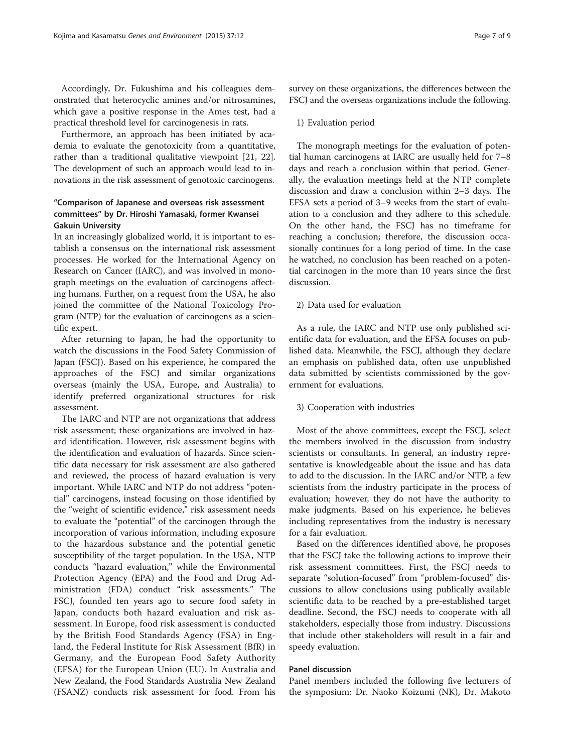Accordingly, Dr. Fukushima and his colleagues demonstrated that heterocyclic amines and/or nitrosamines, which gave a positive response in the Ames test, had a practical threshold level for carcinogenesis in rats.

Furthermore, an approach has been initiated by academia to evaluate the genotoxicity from a quantitative, rather than a traditional qualitative viewpoint [21, 22]. The development of such an approach would lead to innovations in the risk assessment of genotoxic carcinogens.

### "Comparison of Japanese and overseas risk assessment committees" by Dr. Hiroshi Yamasaki, former Kwansei Gakuin University

In an increasingly globalized world, it is important to establish a consensus on the international risk assessment processes. He worked for the International Agency on Research on Cancer (IARC), and was involved in monograph meetings on the evaluation of carcinogens affecting humans. Further, on a request from the USA, he also joined the committee of the National Toxicology Program (NTP) for the evaluation of carcinogens as a scientific expert.

After returning to Japan, he had the opportunity to watch the discussions in the Food Safety Commission of Japan (FSCJ). Based on his experience, he compared the approaches of the FSCJ and similar organizations overseas (mainly the USA, Europe, and Australia) to identify preferred organizational structures for risk assessment.

The IARC and NTP are not organizations that address risk assessment; these organizations are involved in hazard identification. However, risk assessment begins with the identification and evaluation of hazards. Since scientific data necessary for risk assessment are also gathered and reviewed, the process of hazard evaluation is very important. While IARC and NTP do not address "potential" carcinogens, instead focusing on those identified by the "weight of scientific evidence," risk assessment needs to evaluate the "potential" of the carcinogen through the incorporation of various information, including exposure to the hazardous substance and the potential genetic susceptibility of the target population. In the USA, NTP conducts "hazard evaluation," while the Environmental Protection Agency (EPA) and the Food and Drug Administration (FDA) conduct "risk assessments." The FSCJ, founded ten years ago to secure food safety in Japan, conducts both hazard evaluation and risk assessment. In Europe, food risk assessment is conducted by the British Food Standards Agency (FSA) in England, the Federal Institute for Risk Assessment (BfR) in Germany, and the European Food Safety Authority (EFSA) for the European Union (EU). In Australia and New Zealand, the Food Standards Australia New Zealand (FSANZ) conducts risk assessment for food. From his survey on these organizations, the differences between the FSCJ and the overseas organizations include the following.

1) Evaluation period

The monograph meetings for the evaluation of potential human carcinogens at IARC are usually held for 7–8 days and reach a conclusion within that period. Generally, the evaluation meetings held at the NTP complete discussion and draw a conclusion within 2–3 days. The EFSA sets a period of 3–9 weeks from the start of evaluation to a conclusion and they adhere to this schedule. On the other hand, the FSCJ has no timeframe for reaching a conclusion; therefore, the discussion occasionally continues for a long period of time. In the case he watched, no conclusion has been reached on a potential carcinogen in the more than 10 years since the first discussion.

2) Data used for evaluation

As a rule, the IARC and NTP use only published scientific data for evaluation, and the EFSA focuses on published data. Meanwhile, the FSCJ, although they declare an emphasis on published data, often use unpublished data submitted by scientists commissioned by the government for evaluations.

3) Cooperation with industries

Most of the above committees, except the FSCJ, select the members involved in the discussion from industry scientists or consultants. In general, an industry representative is knowledgeable about the issue and has data to add to the discussion. In the IARC and/or NTP, a few scientists from the industry participate in the process of evaluation; however, they do not have the authority to make judgments. Based on his experience, he believes including representatives from the industry is necessary for a fair evaluation.

Based on the differences identified above, he proposes that the FSCJ take the following actions to improve their risk assessment committees. First, the FSCJ needs to separate "solution-focused" from "problem-focused" discussions to allow conclusions using publically available scientific data to be reached by a pre-established target deadline. Second, the FSCJ needs to cooperate with all stakeholders, especially those from industry. Discussions that include other stakeholders will result in a fair and speedy evaluation.

### Panel discussion

Panel members included the following five lecturers of the symposium: Dr. Naoko Koizumi (NK), Dr. Makoto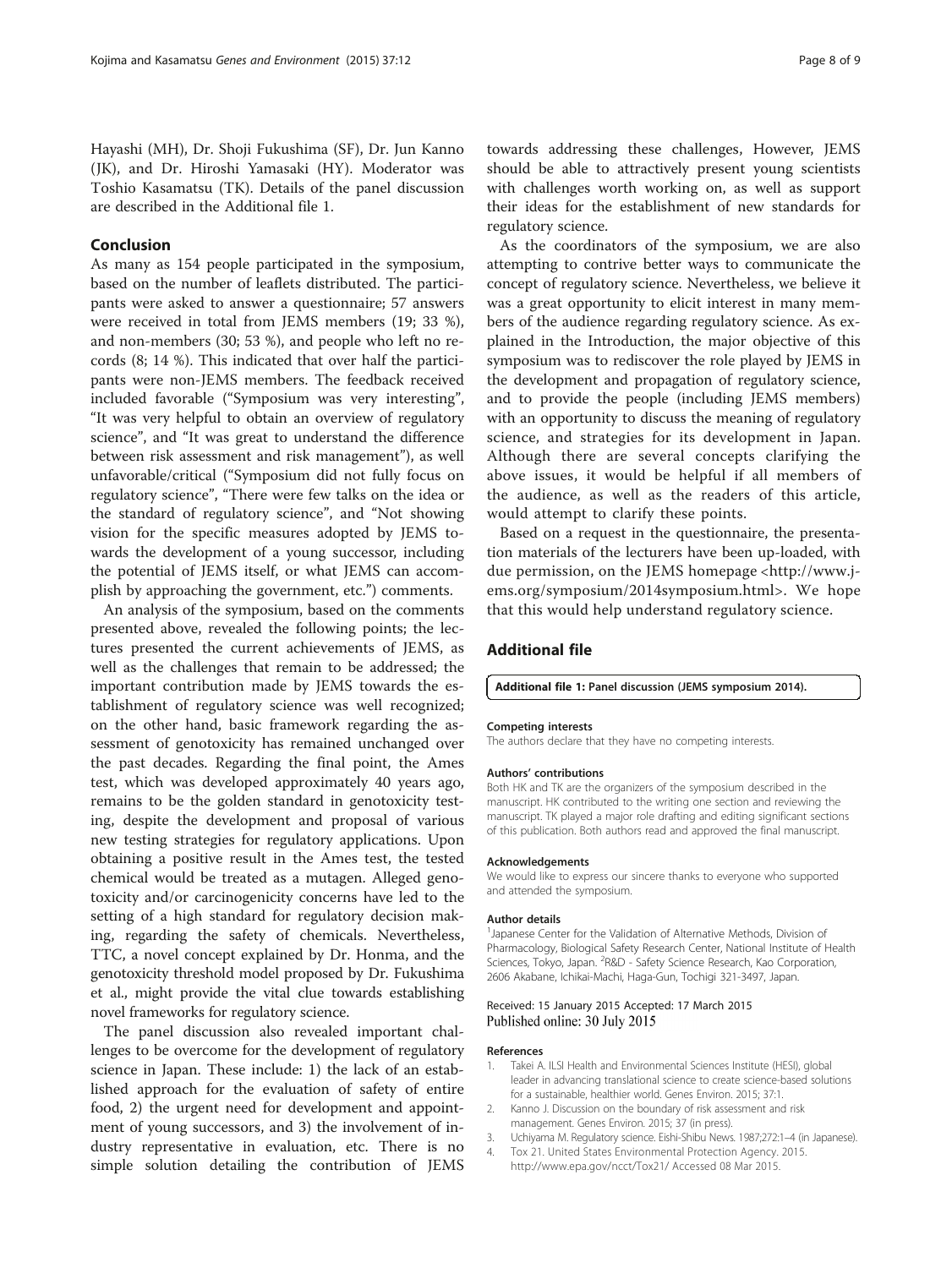Hayashi (MH), Dr. Shoji Fukushima (SF), Dr. Jun Kanno (JK), and Dr. Hiroshi Yamasaki (HY). Moderator was Toshio Kasamatsu (TK). Details of the panel discussion are described in the Additional file 1.

## Conclusion

As many as 154 people participated in the symposium, based on the number of leaflets distributed. The participants were asked to answer a questionnaire; 57 answers were received in total from JEMS members (19; 33 %), and non-members (30; 53 %), and people who left no records (8; 14 %). This indicated that over half the participants were non-JEMS members. The feedback received included favorable ("Symposium was very interesting", "It was very helpful to obtain an overview of regulatory science", and "It was great to understand the difference between risk assessment and risk management"), as well unfavorable/critical ("Symposium did not fully focus on regulatory science", "There were few talks on the idea or the standard of regulatory science", and "Not showing vision for the specific measures adopted by JEMS towards the development of a young successor, including the potential of JEMS itself, or what JEMS can accomplish by approaching the government, etc.") comments.

An analysis of the symposium, based on the comments presented above, revealed the following points; the lectures presented the current achievements of JEMS, as well as the challenges that remain to be addressed; the important contribution made by JEMS towards the establishment of regulatory science was well recognized; on the other hand, basic framework regarding the assessment of genotoxicity has remained unchanged over the past decades. Regarding the final point, the Ames test, which was developed approximately 40 years ago, remains to be the golden standard in genotoxicity testing, despite the development and proposal of various new testing strategies for regulatory applications. Upon obtaining a positive result in the Ames test, the tested chemical would be treated as a mutagen. Alleged genotoxicity and/or carcinogenicity concerns have led to the setting of a high standard for regulatory decision making, regarding the safety of chemicals. Nevertheless, TTC, a novel concept explained by Dr. Honma, and the genotoxicity threshold model proposed by Dr. Fukushima et al., might provide the vital clue towards establishing novel frameworks for regulatory science.

The panel discussion also revealed important challenges to be overcome for the development of regulatory science in Japan. These include: 1) the lack of an established approach for the evaluation of safety of entire food, 2) the urgent need for development and appointment of young successors, and 3) the involvement of industry representative in evaluation, etc. There is no simple solution detailing the contribution of JEMS towards addressing these challenges, However, JEMS should be able to attractively present young scientists with challenges worth working on, as well as support their ideas for the establishment of new standards for regulatory science.

As the coordinators of the symposium, we are also attempting to contrive better ways to communicate the concept of regulatory science. Nevertheless, we believe it was a great opportunity to elicit interest in many members of the audience regarding regulatory science. As explained in the Introduction, the major objective of this symposium was to rediscover the role played by JEMS in the development and propagation of regulatory science, and to provide the people (including JEMS members) with an opportunity to discuss the meaning of regulatory science, and strategies for its development in Japan. Although there are several concepts clarifying the above issues, it would be helpful if all members of the audience, as well as the readers of this article, would attempt to clarify these points.

Based on a request in the questionnaire, the presentation materials of the lecturers have been up-loaded, with due permission, on the JEMS homepage <http://www.j-ems.org/symposium/2014symposium.html>. We hope that this would help understand regulatory science.

## Additional file

**Additional file 1: Panel discussion (JEMS symposium 2014).**

#### Competing interests

The authors declare that they have no competing interests.

#### Authors' contributions

Both HK and TK are the organizers of the symposium described in the manuscript. HK contributed to the writing one section and reviewing the manuscript. TK played a major role drafting and editing significant sections of this publication. Both authors read and approved the final manuscript.

#### Acknowledgements

We would like to express our sincere thanks to everyone who supported and attended the symposium.

#### Author details

[1]Japanese Center for the Validation of Alternative Methods, Division of Pharmacology, Biological Safety Research Center, National Institute of Health Sciences, Tokyo, Japan. [2]R&D - Safety Science Research, Kao Corporation, 2606 Akabane, Ichikai-Machi, Haga-Gun, Tochigi 321-3497, Japan.

Received: 15 January 2015 Accepted: 17 March 2015
Published online: 30 July 2015

#### References

1. Takei A. ILSI Health and Environmental Sciences Institute (HESI), global leader in advancing translational science to create science-based solutions for a sustainable, healthier world. Genes Environ. 2015; 37:1.
2. Kanno J. Discussion on the boundary of risk assessment and risk management. Genes Environ. 2015; 37 (in press).
3. Uchiyama M. Regulatory science. Eishi-Shibu News. 1987;272:1–4 (in Japanese).
4. Tox 21. United States Environmental Protection Agency. 2015. http://www.epa.gov/ncct/Tox21/ Accessed 08 Mar 2015.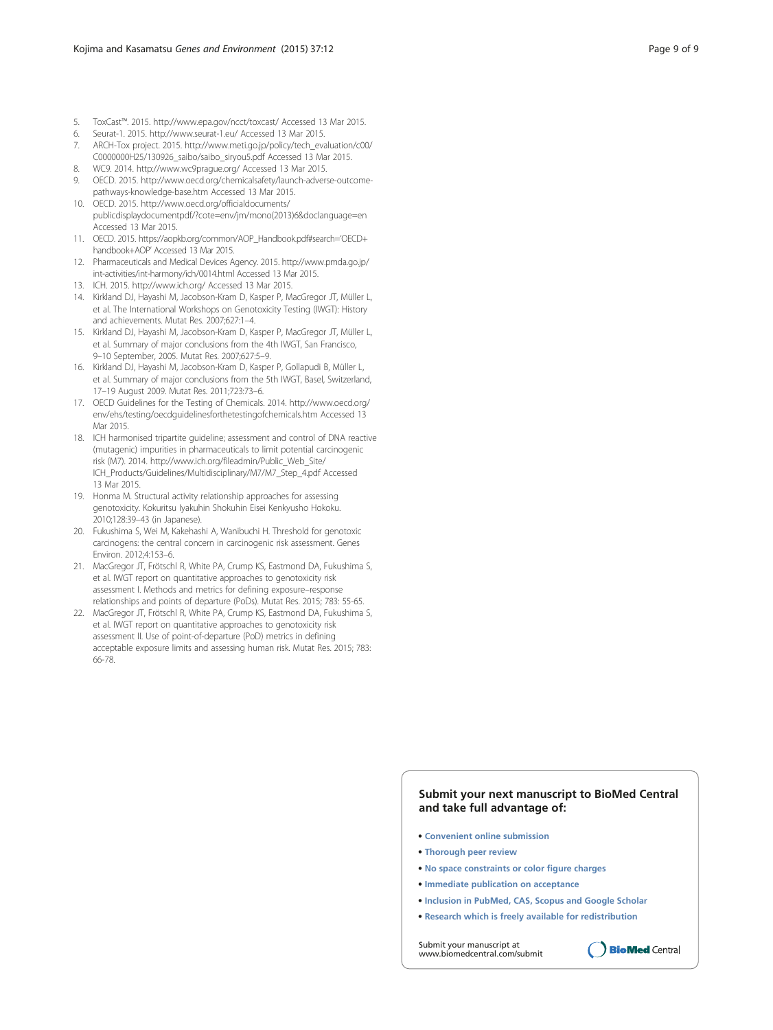5. ToxCast™. 2015. http://www.epa.gov/ncct/toxcast/ Accessed 13 Mar 2015.
6. Seurat-1. 2015. http://www.seurat-1.eu/ Accessed 13 Mar 2015.
7. ARCH-Tox project. 2015. http://www.meti.go.jp/policy/tech_evaluation/c00/C0000000H25/130926_saibo/saibo_siryou5.pdf Accessed 13 Mar 2015.
8. WC9. 2014. http://www.wc9prague.org/ Accessed 13 Mar 2015.
9. OECD. 2015. http://www.oecd.org/chemicalsafety/launch-adverse-outcome-pathways-knowledge-base.htm Accessed 13 Mar 2015.
10. OECD. 2015. http://www.oecd.org/officialdocuments/publicdisplaydocumentpdf/?cote=env/jm/mono(2013)6&doclanguage=en Accessed 13 Mar 2015.
11. OECD. 2015. https://aopkb.org/common/AOP_Handbook.pdf#search='OECD+handbook+AOP' Accessed 13 Mar 2015.
12. Pharmaceuticals and Medical Devices Agency. 2015. http://www.pmda.go.jp/int-activities/int-harmony/ich/0014.html Accessed 13 Mar 2015.
13. ICH. 2015. http://www.ich.org/ Accessed 13 Mar 2015.
14. Kirkland DJ, Hayashi M, Jacobson-Kram D, Kasper P, MacGregor JT, Müller L, et al. The International Workshops on Genotoxicity Testing (IWGT): History and achievements. Mutat Res. 2007;627:1–4.
15. Kirkland DJ, Hayashi M, Jacobson-Kram D, Kasper P, MacGregor JT, Müller L, et al. Summary of major conclusions from the 4th IWGT, San Francisco, 9–10 September, 2005. Mutat Res. 2007;627:5–9.
16. Kirkland DJ, Hayashi M, Jacobson-Kram D, Kasper P, Gollapudi B, Müller L, et al. Summary of major conclusions from the 5th IWGT, Basel, Switzerland, 17–19 August 2009. Mutat Res. 2011;723:73–6.
17. OECD Guidelines for the Testing of Chemicals. 2014. http://www.oecd.org/env/ehs/testing/oecdguidelinesforthetestingofchemicals.htm Accessed 13 Mar 2015.
18. ICH harmonised tripartite guideline; assessment and control of DNA reactive (mutagenic) impurities in pharmaceuticals to limit potential carcinogenic risk (M7). 2014. http://www.ich.org/fileadmin/Public_Web_Site/ICH_Products/Guidelines/Multidisciplinary/M7/M7_Step_4.pdf Accessed 13 Mar 2015.
19. Honma M. Structural activity relationship approaches for assessing genotoxicity. Kokuritsu Iyakuhin Shokuhin Eisei Kenkyusho Hokoku. 2010;128:39–43 (in Japanese).
20. Fukushima S, Wei M, Kakehashi A, Wanibuchi H. Threshold for genotoxic carcinogens: the central concern in carcinogenic risk assessment. Genes Environ. 2012;4:153–6.
21. MacGregor JT, Frötschl R, White PA, Crump KS, Eastmond DA, Fukushima S, et al. IWGT report on quantitative approaches to genotoxicity risk assessment I. Methods and metrics for defining exposure–response relationships and points of departure (PoDs). Mutat Res. 2015; 783: 55-65.
22. MacGregor JT, Frötschl R, White PA, Crump KS, Eastmond DA, Fukushima S, et al. IWGT report on quantitative approaches to genotoxicity risk assessment II. Use of point-of-departure (PoD) metrics in defining acceptable exposure limits and assessing human risk. Mutat Res. 2015; 783: 66-78.

**Submit your next manuscript to BioMed Central and take full advantage of:**

- **Convenient online submission**
- **Thorough peer review**
- **No space constraints or color figure charges**
- **Immediate publication on acceptance**
- **Inclusion in PubMed, CAS, Scopus and Google Scholar**
- **Research which is freely available for redistribution**

Submit your manuscript at
www.biomedcentral.com/submit

BioMed Central